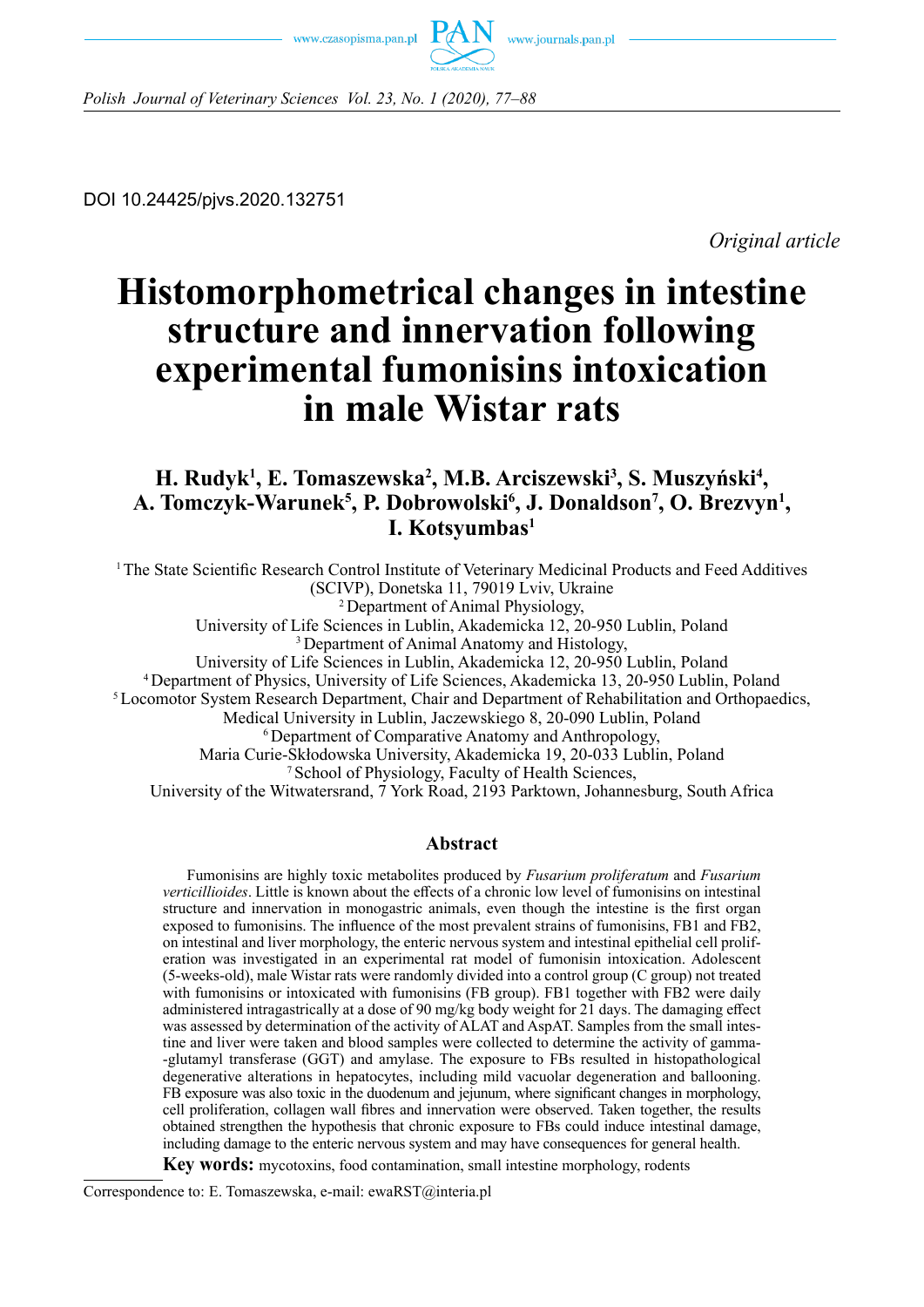DOI 10.24425/pjvs.2020.132751

*Original article*

# Histomorphometrical changes in intestine structure and innervation following experimental fumonisins intoxication in male Wistar rats

**H. Rudyk[1], E. Tomaszewska[2], M.B. Arciszewski[3], S. Muszyński[4], A. Tomczyk-Warunek[5], P. Dobrowolski[6], J. Donaldson[7], O. Brezvyn[1], I. Kotsyumbas[1]**

[1] The State Scientific Research Control Institute of Veterinary Medicinal Products and Feed Additives (SCIVP), Donetska 11, 79019 Lviv, Ukraine
[2] Department of Animal Physiology, University of Life Sciences in Lublin, Akademicka 12, 20-950 Lublin, Poland
[3] Department of Animal Anatomy and Histology, University of Life Sciences in Lublin, Akademicka 12, 20-950 Lublin, Poland
[4] Department of Physics, University of Life Sciences, Akademicka 13, 20-950 Lublin, Poland
[5] Locomotor System Research Department, Chair and Department of Rehabilitation and Orthopaedics, Medical University in Lublin, Jaczewskiego 8, 20-090 Lublin, Poland
[6] Department of Comparative Anatomy and Anthropology, Maria Curie-Skłodowska University, Akademicka 19, 20-033 Lublin, Poland
[7] School of Physiology, Faculty of Health Sciences, University of the Witwatersrand, 7 York Road, 2193 Parktown, Johannesburg, South Africa

## Abstract

Fumonisins are highly toxic metabolites produced by *Fusarium proliferatum* and *Fusarium verticillioides*. Little is known about the effects of a chronic low level of fumonisins on intestinal structure and innervation in monogastric animals, even though the intestine is the first organ exposed to fumonisins. The influence of the most prevalent strains of fumonisins, FB1 and FB2, on intestinal and liver morphology, the enteric nervous system and intestinal epithelial cell proliferation was investigated in an experimental rat model of fumonisin intoxication. Adolescent (5-weeks-old), male Wistar rats were randomly divided into a control group (C group) not treated with fumonisins or intoxicated with fumonisins (FB group). FB1 together with FB2 were daily administered intragastrically at a dose of 90 mg/kg body weight for 21 days. The damaging effect was assessed by determination of the activity of ALAT and AspAT. Samples from the small intestine and liver were taken and blood samples were collected to determine the activity of gamma-glutamyl transferase (GGT) and amylase. The exposure to FBs resulted in histopathological degenerative alterations in hepatocytes, including mild vacuolar degeneration and ballooning. FB exposure was also toxic in the duodenum and jejunum, where significant changes in morphology, cell proliferation, collagen wall fibres and innervation were observed. Taken together, the results obtained strengthen the hypothesis that chronic exposure to FBs could induce intestinal damage, including damage to the enteric nervous system and may have consequences for general health.

**Key words:** mycotoxins, food contamination, small intestine morphology, rodents

Correspondence to: E. Tomaszewska, e-mail: ewaRST@interia.pl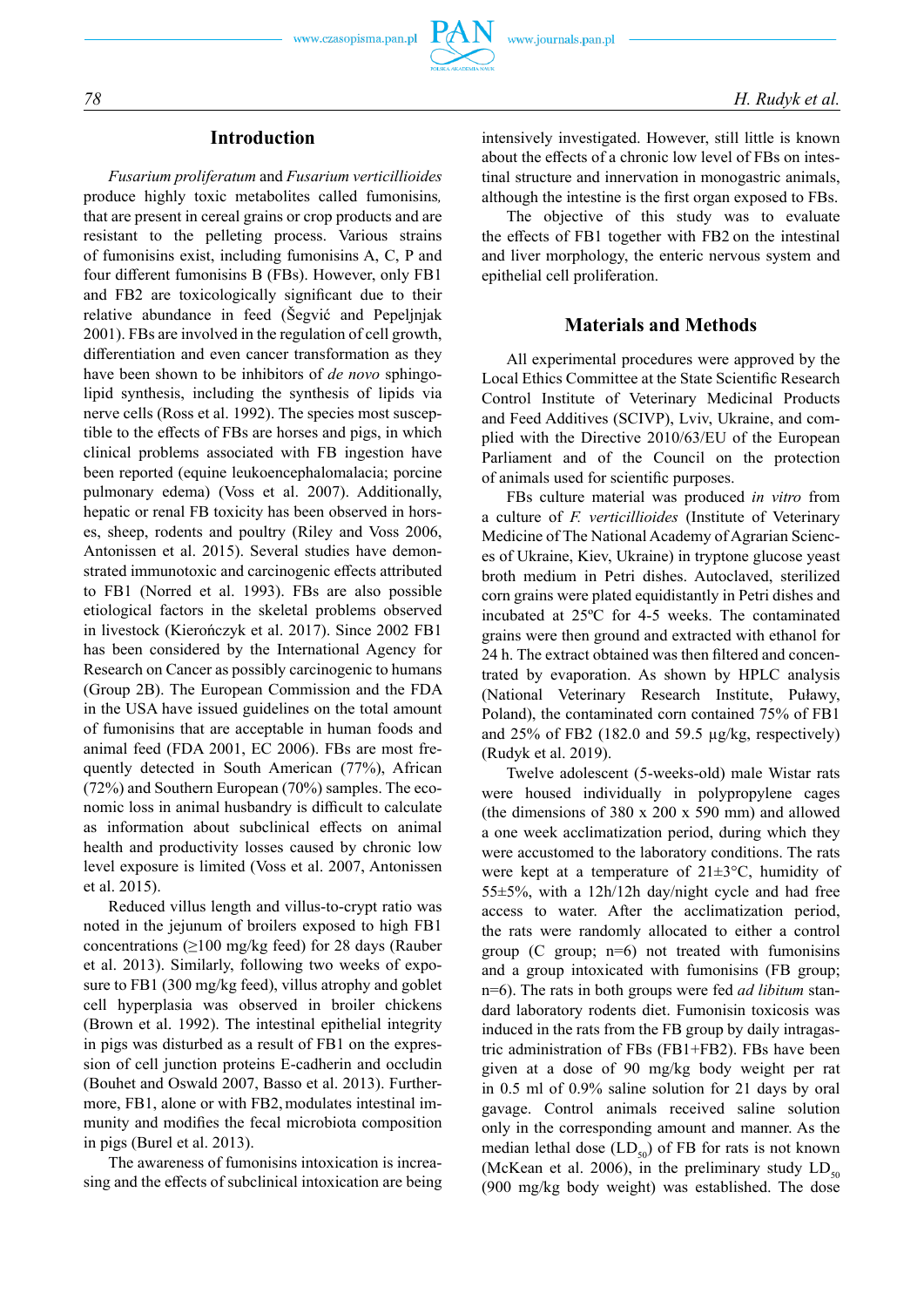## Introduction

*Fusarium proliferatum* and *Fusarium verticillioides* produce highly toxic metabolites called fumonisins, that are present in cereal grains or crop products and are resistant to the pelleting process. Various strains of fumonisins exist, including fumonisins A, C, P and four different fumonisins B (FBs). However, only FB1 and FB2 are toxicologically significant due to their relative abundance in feed (Šegvić and Pepeljnjak 2001). FBs are involved in the regulation of cell growth, differentiation and even cancer transformation as they have been shown to be inhibitors of *de novo* sphingolipid synthesis, including the synthesis of lipids via nerve cells (Ross et al. 1992). The species most susceptible to the effects of FBs are horses and pigs, in which clinical problems associated with FB ingestion have been reported (equine leukoencephalomalacia; porcine pulmonary edema) (Voss et al. 2007). Additionally, hepatic or renal FB toxicity has been observed in horses, sheep, rodents and poultry (Riley and Voss 2006, Antonissen et al. 2015). Several studies have demonstrated immunotoxic and carcinogenic effects attributed to FB1 (Norred et al. 1993). FBs are also possible etiological factors in the skeletal problems observed in livestock (Kierończyk et al. 2017). Since 2002 FB1 has been considered by the International Agency for Research on Cancer as possibly carcinogenic to humans (Group 2B). The European Commission and the FDA in the USA have issued guidelines on the total amount of fumonisins that are acceptable in human foods and animal feed (FDA 2001, EC 2006). FBs are most frequently detected in South American (77%), African (72%) and Southern European (70%) samples. The economic loss in animal husbandry is difficult to calculate as information about subclinical effects on animal health and productivity losses caused by chronic low level exposure is limited (Voss et al. 2007, Antonissen et al. 2015).

Reduced villus length and villus-to-crypt ratio was noted in the jejunum of broilers exposed to high FB1 concentrations (≥100 mg/kg feed) for 28 days (Rauber et al. 2013). Similarly, following two weeks of exposure to FB1 (300 mg/kg feed), villus atrophy and goblet cell hyperplasia was observed in broiler chickens (Brown et al. 1992). The intestinal epithelial integrity in pigs was disturbed as a result of FB1 on the expression of cell junction proteins E-cadherin and occludin (Bouhet and Oswald 2007, Basso et al. 2013). Furthermore, FB1, alone or with FB2, modulates intestinal immunity and modifies the fecal microbiota composition in pigs (Burel et al. 2013).

The awareness of fumonisins intoxication is increasing and the effects of subclinical intoxication are being intensively investigated. However, still little is known about the effects of a chronic low level of FBs on intestinal structure and innervation in monogastric animals, although the intestine is the first organ exposed to FBs.

The objective of this study was to evaluate the effects of FB1 together with FB2 on the intestinal and liver morphology, the enteric nervous system and epithelial cell proliferation.

## Materials and Methods

All experimental procedures were approved by the Local Ethics Committee at the State Scientific Research Control Institute of Veterinary Medicinal Products and Feed Additives (SCIVP), Lviv, Ukraine, and complied with the Directive 2010/63/EU of the European Parliament and of the Council on the protection of animals used for scientific purposes.

FBs culture material was produced *in vitro* from a culture of *F. verticillioides* (Institute of Veterinary Medicine of The National Academy of Agrarian Sciences of Ukraine, Kiev, Ukraine) in tryptone glucose yeast broth medium in Petri dishes. Autoclaved, sterilized corn grains were plated equidistantly in Petri dishes and incubated at 25ºC for 4-5 weeks. The contaminated grains were then ground and extracted with ethanol for 24 h. The extract obtained was then filtered and concentrated by evaporation. As shown by HPLC analysis (National Veterinary Research Institute, Puławy, Poland), the contaminated corn contained 75% of FB1 and 25% of FB2 (182.0 and 59.5 µg/kg, respectively) (Rudyk et al. 2019).

Twelve adolescent (5-weeks-old) male Wistar rats were housed individually in polypropylene cages (the dimensions of 380 x 200 x 590 mm) and allowed a one week acclimatization period, during which they were accustomed to the laboratory conditions. The rats were kept at a temperature of 21±3°C, humidity of 55±5%, with a 12h/12h day/night cycle and had free access to water. After the acclimatization period, the rats were randomly allocated to either a control group (C group; n=6) not treated with fumonisins and a group intoxicated with fumonisins (FB group; n=6). The rats in both groups were fed *ad libitum* standard laboratory rodents diet. Fumonisin toxicosis was induced in the rats from the FB group by daily intragastric administration of FBs (FB1+FB2). FBs have been given at a dose of 90 mg/kg body weight per rat in 0.5 ml of 0.9% saline solution for 21 days by oral gavage. Control animals received saline solution only in the corresponding amount and manner. As the median lethal dose ($LD_{50}$) of FB for rats is not known (McKean et al. 2006), in the preliminary study $LD_{50}$ (900 mg/kg body weight) was established. The dose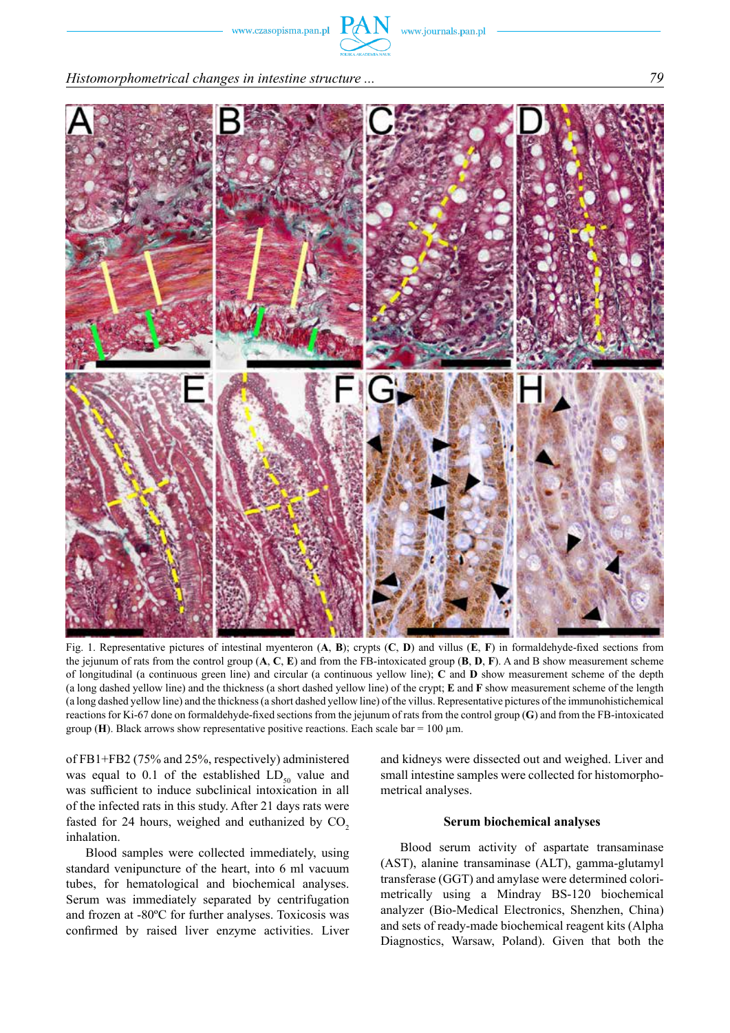Fig. 1. Representative pictures of intestinal myenteron (**A**, **B**); crypts (**C**, **D**) and villus (**E**, **F**) in formaldehyde-fixed sections from the jejunum of rats from the control group (**A**, **C**, **E**) and from the FB-intoxicated group (**B**, **D**, **F**). A and B show measurement scheme of longitudinal (a continuous green line) and circular (a continuous yellow line); **C** and **D** show measurement scheme of the depth (a long dashed yellow line) and the thickness (a short dashed yellow line) of the crypt; **E** and **F** show measurement scheme of the length (a long dashed yellow line) and the thickness (a short dashed yellow line) of the villus. Representative pictures of the immunohistichemical reactions for Ki-67 done on formaldehyde-fixed sections from the jejunum of rats from the control group (**G**) and from the FB-intoxicated group (**H**). Black arrows show representative positive reactions. Each scale bar = 100 μm.

of FB1+FB2 (75% and 25%, respectively) administered was equal to 0.1 of the established $LD_{50}$ value and was sufficient to induce subclinical intoxication in all of the infected rats in this study. After 21 days rats were fasted for 24 hours, weighed and euthanized by $CO_2$ inhalation.

Blood samples were collected immediately, using standard venipuncture of the heart, into 6 ml vacuum tubes, for hematological and biochemical analyses. Serum was immediately separated by centrifugation and frozen at -80ºC for further analyses. Toxicosis was confirmed by raised liver enzyme activities. Liver and kidneys were dissected out and weighed. Liver and small intestine samples were collected for histomorphometrical analyses.

### Serum biochemical analyses

Blood serum activity of aspartate transaminase (AST), alanine transaminase (ALT), gamma-glutamyl transferase (GGT) and amylase were determined colorimetrically using a Mindray BS-120 biochemical analyzer (Bio-Medical Electronics, Shenzhen, China) and sets of ready-made biochemical reagent kits (Alpha Diagnostics, Warsaw, Poland). Given that both the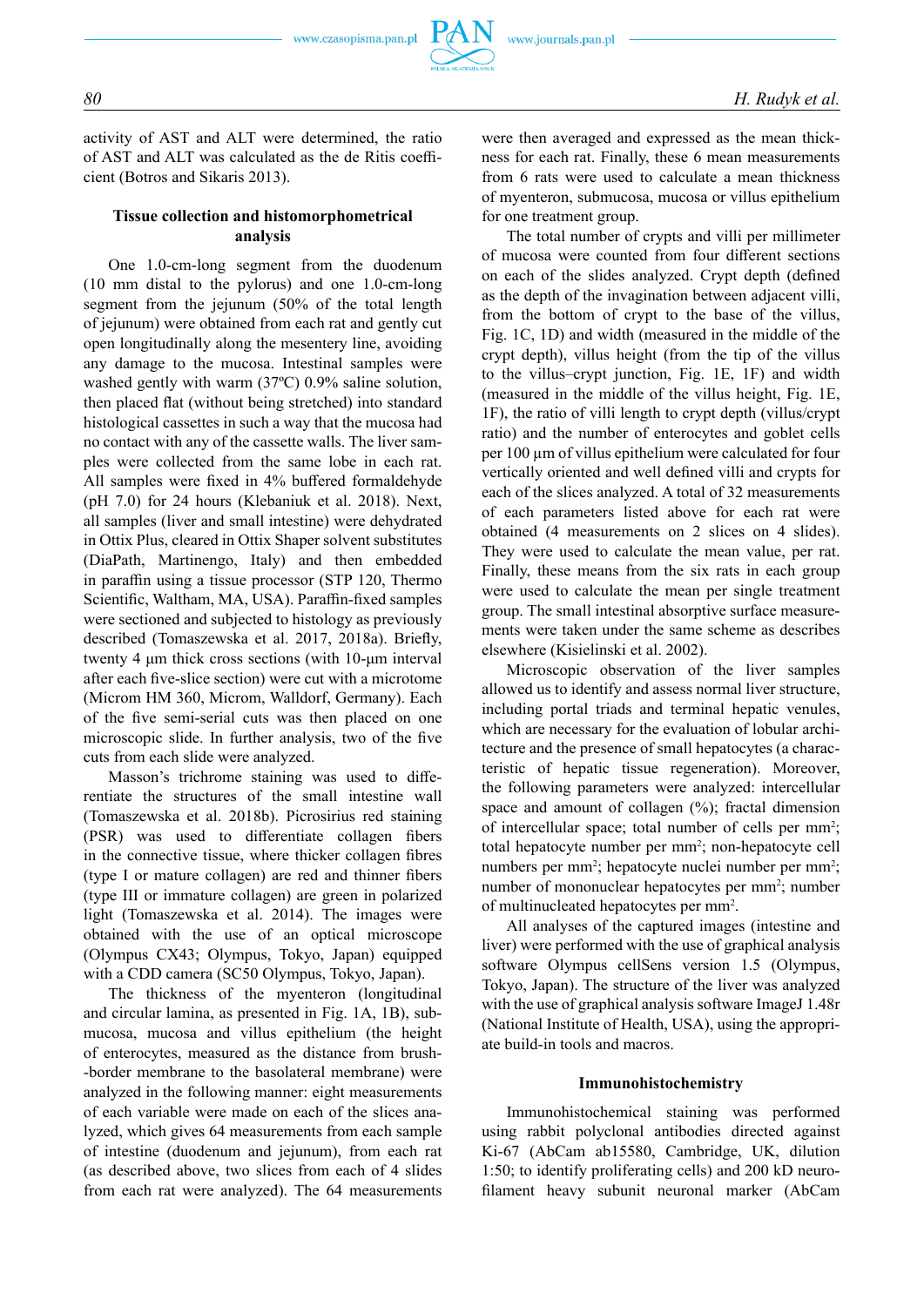activity of AST and ALT were determined, the ratio of AST and ALT was calculated as the de Ritis coefficient (Botros and Sikaris 2013).

### Tissue collection and histomorphometrical analysis

One 1.0-cm-long segment from the duodenum (10 mm distal to the pylorus) and one 1.0-cm-long segment from the jejunum (50% of the total length of jejunum) were obtained from each rat and gently cut open longitudinally along the mesentery line, avoiding any damage to the mucosa. Intestinal samples were washed gently with warm (37ºC) 0.9% saline solution, then placed flat (without being stretched) into standard histological cassettes in such a way that the mucosa had no contact with any of the cassette walls. The liver samples were collected from the same lobe in each rat. All samples were fixed in 4% buffered formaldehyde (pH 7.0) for 24 hours (Klebaniuk et al. 2018). Next, all samples (liver and small intestine) were dehydrated in Ottix Plus, cleared in Ottix Shaper solvent substitutes (DiaPath, Martinengo, Italy) and then embedded in paraffin using a tissue processor (STP 120, Thermo Scientific, Waltham, MA, USA). Paraffin-fixed samples were sectioned and subjected to histology as previously described (Tomaszewska et al. 2017, 2018a). Briefly, twenty 4 µm thick cross sections (with 10-µm interval after each five-slice section) were cut with a microtome (Microm HM 360, Microm, Walldorf, Germany). Each of the five semi-serial cuts was then placed on one microscopic slide. In further analysis, two of the five cuts from each slide were analyzed.

Masson's trichrome staining was used to differentiate the structures of the small intestine wall (Tomaszewska et al. 2018b). Picrosirius red staining (PSR) was used to differentiate collagen fibers in the connective tissue, where thicker collagen fibres (type I or mature collagen) are red and thinner fibers (type III or immature collagen) are green in polarized light (Tomaszewska et al. 2014). The images were obtained with the use of an optical microscope (Olympus CX43; Olympus, Tokyo, Japan) equipped with a CDD camera (SC50 Olympus, Tokyo, Japan).

The thickness of the myenteron (longitudinal and circular lamina, as presented in Fig. 1A, 1B), submucosa, mucosa and villus epithelium (the height of enterocytes, measured as the distance from brush-border membrane to the basolateral membrane) were analyzed in the following manner: eight measurements of each variable were made on each of the slices analyzed, which gives 64 measurements from each sample of intestine (duodenum and jejunum), from each rat (as described above, two slices from each of 4 slides from each rat were analyzed). The 64 measurements were then averaged and expressed as the mean thickness for each rat. Finally, these 6 mean measurements from 6 rats were used to calculate a mean thickness of myenteron, submucosa, mucosa or villus epithelium for one treatment group.

The total number of crypts and villi per millimeter of mucosa were counted from four different sections on each of the slides analyzed. Crypt depth (defined as the depth of the invagination between adjacent villi, from the bottom of crypt to the base of the villus, Fig. 1C, 1D) and width (measured in the middle of the crypt depth), villus height (from the tip of the villus to the villus–crypt junction, Fig. 1E, 1F) and width (measured in the middle of the villus height, Fig. 1E, 1F), the ratio of villi length to crypt depth (villus/crypt ratio) and the number of enterocytes and goblet cells per 100 µm of villus epithelium were calculated for four vertically oriented and well defined villi and crypts for each of the slices analyzed. A total of 32 measurements of each parameters listed above for each rat were obtained (4 measurements on 2 slices on 4 slides). They were used to calculate the mean value, per rat. Finally, these means from the six rats in each group were used to calculate the mean per single treatment group. The small intestinal absorptive surface measurements were taken under the same scheme as describes elsewhere (Kisielinski et al. 2002).

Microscopic observation of the liver samples allowed us to identify and assess normal liver structure, including portal triads and terminal hepatic venules, which are necessary for the evaluation of lobular architecture and the presence of small hepatocytes (a characteristic of hepatic tissue regeneration). Moreover, the following parameters were analyzed: intercellular space and amount of collagen (%); fractal dimension of intercellular space; total number of cells per mm$^2$; total hepatocyte number per mm$^2$; non-hepatocyte cell numbers per mm$^2$; hepatocyte nuclei number per mm$^2$; number of mononuclear hepatocytes per mm$^2$; number of multinucleated hepatocytes per mm$^2$.

All analyses of the captured images (intestine and liver) were performed with the use of graphical analysis software Olympus cellSens version 1.5 (Olympus, Tokyo, Japan). The structure of the liver was analyzed with the use of graphical analysis software ImageJ 1.48r (National Institute of Health, USA), using the appropriate build-in tools and macros.

### Immunohistochemistry

Immunohistochemical staining was performed using rabbit polyclonal antibodies directed against Ki-67 (AbCam ab15580, Cambridge, UK, dilution 1:50; to identify proliferating cells) and 200 kD neurofilament heavy subunit neuronal marker (AbCam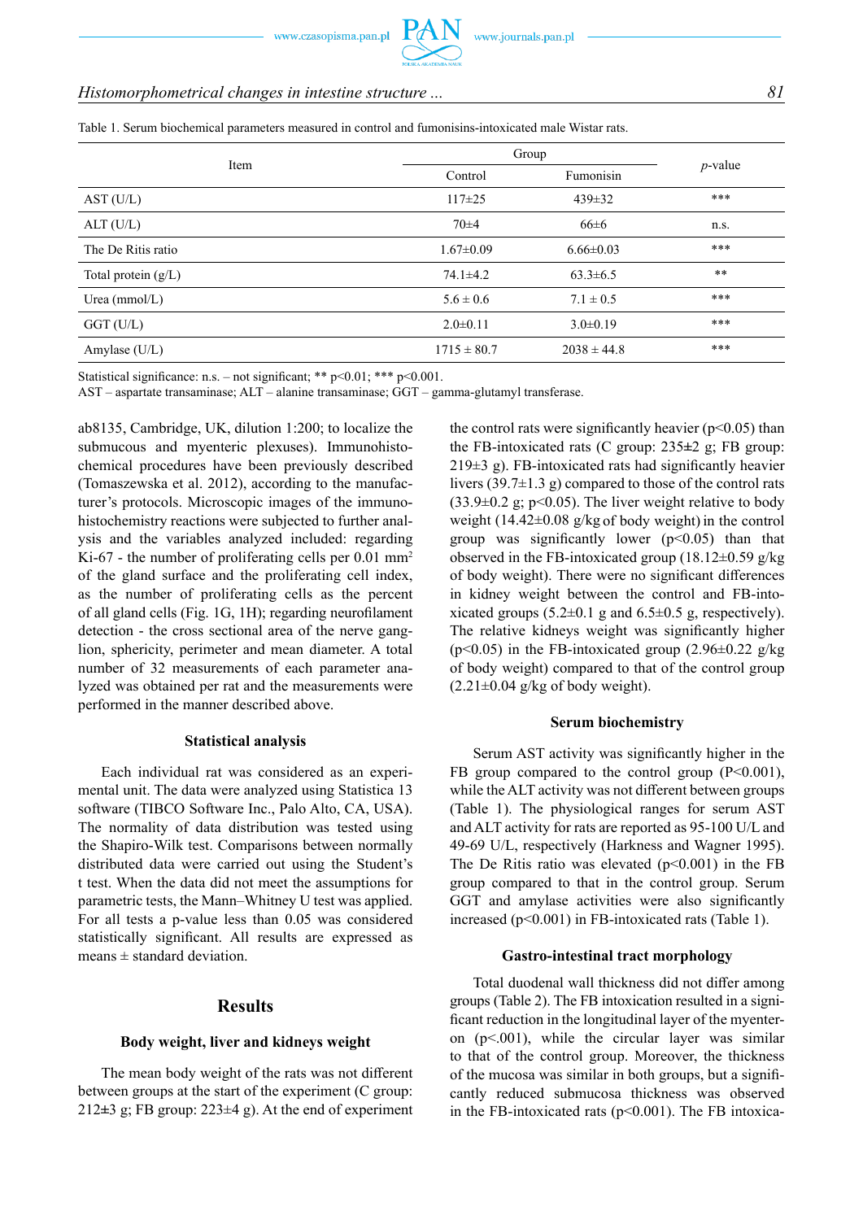Table 1. Serum biochemical parameters measured in control and fumonisins-intoxicated male Wistar rats.

| Item | Group | | *p*-value |
|---|---|---|---|
| | Control | Fumonisin | |
| AST (U/L) | 117±25 | 439±32 | *** |
| ALT (U/L) | 70±4 | 66±6 | n.s. |
| The De Ritis ratio | 1.67±0.09 | 6.66±0.03 | *** |
| Total protein (g/L) | 74.1±4.2 | 63.3±6.5 | ** |
| Urea (mmol/L) | 5.6 ± 0.6 | 7.1 ± 0.5 | *** |
| GGT (U/L) | 2.0±0.11 | 3.0±0.19 | *** |
| Amylase (U/L) | 1715 ± 80.7 | 2038 ± 44.8 | *** |

Statistical significance: n.s. – not significant; ** p<0.01; *** p<0.001.
AST – aspartate transaminase; ALT – alanine transaminase; GGT – gamma-glutamyl transferase.

ab8135, Cambridge, UK, dilution 1:200; to localize the submucous and myenteric plexuses). Immunohistochemical procedures have been previously described (Tomaszewska et al. 2012), according to the manufacturer's protocols. Microscopic images of the immunohistochemistry reactions were subjected to further analysis and the variables analyzed included: regarding Ki-67 - the number of proliferating cells per 0.01 $mm^2$ of the gland surface and the proliferating cell index, as the number of proliferating cells as the percent of all gland cells (Fig. 1G, 1H); regarding neurofilament detection - the cross sectional area of the nerve ganglion, sphericity, perimeter and mean diameter. A total number of 32 measurements of each parameter analyzed was obtained per rat and the measurements were performed in the manner described above.

### Statistical analysis

Each individual rat was considered as an experimental unit. The data were analyzed using Statistica 13 software (TIBCO Software Inc., Palo Alto, CA, USA). The normality of data distribution was tested using the Shapiro-Wilk test. Comparisons between normally distributed data were carried out using the Student's t test. When the data did not meet the assumptions for parametric tests, the Mann–Whitney U test was applied. For all tests a p-value less than 0.05 was considered statistically significant. All results are expressed as means ± standard deviation.

## Results

### Body weight, liver and kidneys weight

The mean body weight of the rats was not different between groups at the start of the experiment (C group: 212±3 g; FB group: 223±4 g). At the end of experiment the control rats were significantly heavier ($p<0.05$) than the FB-intoxicated rats (C group: 235±2 g; FB group: 219±3 g). FB-intoxicated rats had significantly heavier livers (39.7±1.3 g) compared to those of the control rats (33.9±0.2 g; $p<0.05$). The liver weight relative to body weight (14.42±0.08 g/kg of body weight) in the control group was significantly lower ($p<0.05$) than that observed in the FB-intoxicated group (18.12±0.59 g/kg of body weight). There were no significant differences in kidney weight between the control and FB-intoxicated groups (5.2±0.1 g and 6.5±0.5 g, respectively). The relative kidneys weight was significantly higher ($p<0.05$) in the FB-intoxicated group (2.96±0.22 g/kg of body weight) compared to that of the control group (2.21±0.04 g/kg of body weight).

### Serum biochemistry

Serum AST activity was significantly higher in the FB group compared to the control group ($P<0.001$), while the ALT activity was not different between groups (Table 1). The physiological ranges for serum AST and ALT activity for rats are reported as 95-100 U/L and 49-69 U/L, respectively (Harkness and Wagner 1995). The De Ritis ratio was elevated ($p<0.001$) in the FB group compared to that in the control group. Serum GGT and amylase activities were also significantly increased ($p<0.001$) in FB-intoxicated rats (Table 1).

### Gastro-intestinal tract morphology

Total duodenal wall thickness did not differ among groups (Table 2). The FB intoxication resulted in a significant reduction in the longitudinal layer of the myenteron ($p<.001$), while the circular layer was similar to that of the control group. Moreover, the thickness of the mucosa was similar in both groups, but a significantly reduced submucosa thickness was observed in the FB-intoxicated rats ($p<0.001$). The FB intoxica-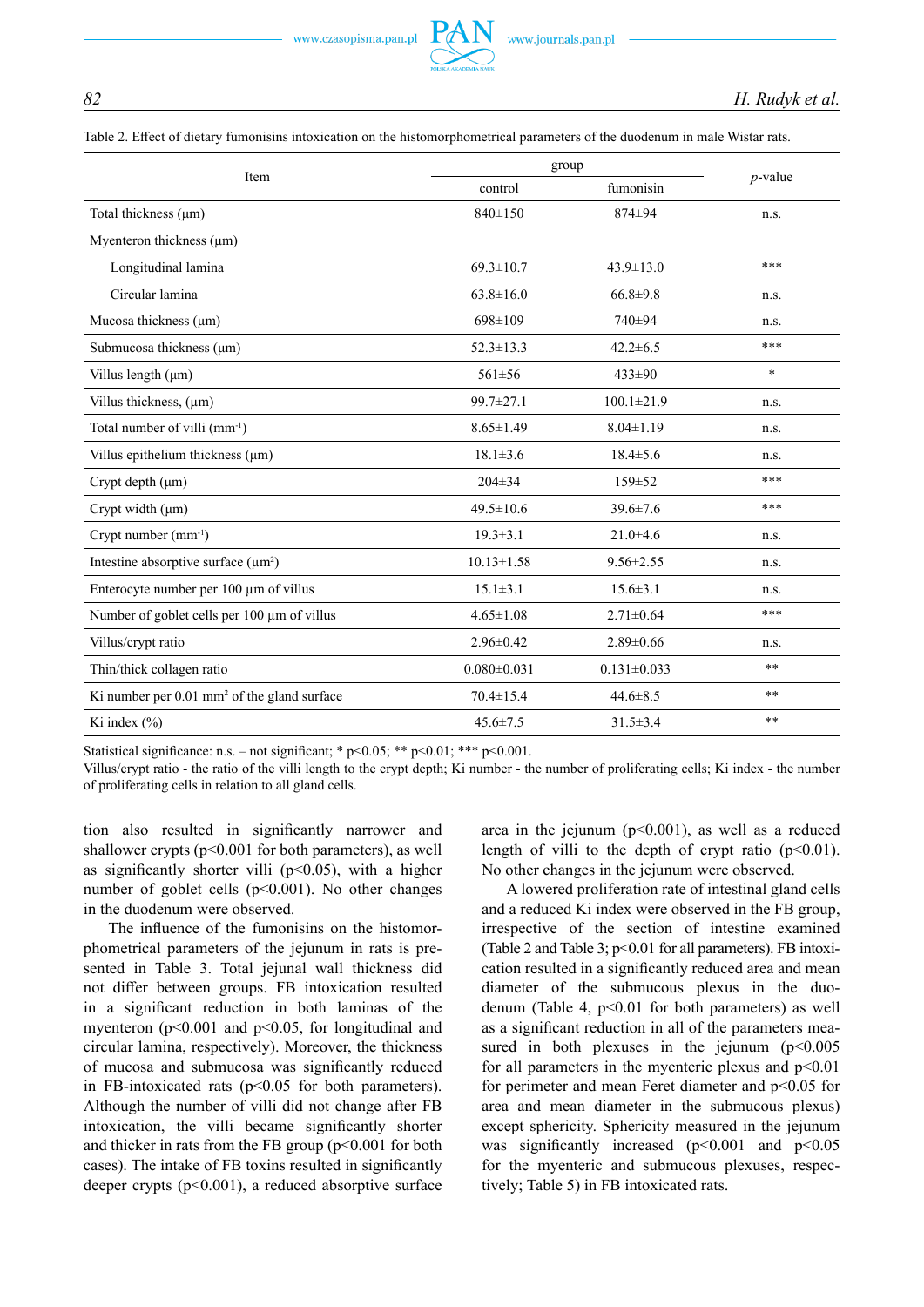Table 2. Effect of dietary fumonisins intoxication on the histomorphometrical parameters of the duodenum in male Wistar rats.

| Item | group | | *p*-value |
|---|---|---|---|
| | control | fumonisin | |
| Total thickness (µm) | 840±150 | 874±94 | n.s. |
| Myenteron thickness (µm) | | | |
| Longitudinal lamina | 69.3±10.7 | 43.9±13.0 | *** |
| Circular lamina | 63.8±16.0 | 66.8±9.8 | n.s. |
| Mucosa thickness (µm) | 698±109 | 740±94 | n.s. |
| Submucosa thickness (µm) | 52.3±13.3 | 42.2±6.5 | *** |
| Villus length (µm) | 561±56 | 433±90 | * |
| Villus thickness, (µm) | 99.7±27.1 | 100.1±21.9 | n.s. |
| Total number of villi ($mm^{-1}$) | 8.65±1.49 | 8.04±1.19 | n.s. |
| Villus epithelium thickness (µm) | 18.1±3.6 | 18.4±5.6 | n.s. |
| Crypt depth (µm) | 204±34 | 159±52 | *** |
| Crypt width (µm) | 49.5±10.6 | 39.6±7.6 | *** |
| Crypt number ($mm^{-1}$) | 19.3±3.1 | 21.0±4.6 | n.s. |
| Intestine absorptive surface ($µm^2$) | 10.13±1.58 | 9.56±2.55 | n.s. |
| Enterocyte number per 100 µm of villus | 15.1±3.1 | 15.6±3.1 | n.s. |
| Number of goblet cells per 100 µm of villus | 4.65±1.08 | 2.71±0.64 | *** |
| Villus/crypt ratio | 2.96±0.42 | 2.89±0.66 | n.s. |
| Thin/thick collagen ratio | 0.080±0.031 | 0.131±0.033 | ** |
| Ki number per 0.01 $mm^2$ of the gland surface | 70.4±15.4 | 44.6±8.5 | ** |
| Ki index (%) | 45.6±7.5 | 31.5±3.4 | ** |

Statistical significance: n.s. – not significant; * $p<0.05$; ** $p<0.01$; *** $p<0.001$.
Villus/crypt ratio - the ratio of the villi length to the crypt depth; Ki number - the number of proliferating cells; Ki index - the number of proliferating cells in relation to all gland cells.

tion also resulted in significantly narrower and shallower crypts ($p<0.001$ for both parameters), as well as significantly shorter villi ($p<0.05$), with a higher number of goblet cells ($p<0.001$). No other changes in the duodenum were observed.

The influence of the fumonisins on the histomorphometrical parameters of the jejunum in rats is presented in Table 3. Total jejunal wall thickness did not differ between groups. FB intoxication resulted in a significant reduction in both laminas of the myenteron ($p<0.001$ and $p<0.05$, for longitudinal and circular lamina, respectively). Moreover, the thickness of mucosa and submucosa was significantly reduced in FB-intoxicated rats ($p<0.05$ for both parameters). Although the number of villi did not change after FB intoxication, the villi became significantly shorter and thicker in rats from the FB group ($p<0.001$ for both cases). The intake of FB toxins resulted in significantly deeper crypts ($p<0.001$), a reduced absorptive surface area in the jejunum ($p<0.001$), as well as a reduced length of villi to the depth of crypt ratio ($p<0.01$). No other changes in the jejunum were observed.

A lowered proliferation rate of intestinal gland cells and a reduced Ki index were observed in the FB group, irrespective of the section of intestine examined (Table 2 and Table 3; $p<0.01$ for all parameters). FB intoxication resulted in a significantly reduced area and mean diameter of the submucous plexus in the duodenum (Table 4, $p<0.01$ for both parameters) as well as a significant reduction in all of the parameters measured in both plexuses in the jejunum ($p<0.005$ for all parameters in the myenteric plexus and $p<0.01$ for perimeter and mean Feret diameter and $p<0.05$ for area and mean diameter in the submucous plexus) except sphericity. Sphericity measured in the jejunum was significantly increased ($p<0.001$ and $p<0.05$ for the myenteric and submucous plexuses, respectively; Table 5) in FB intoxicated rats.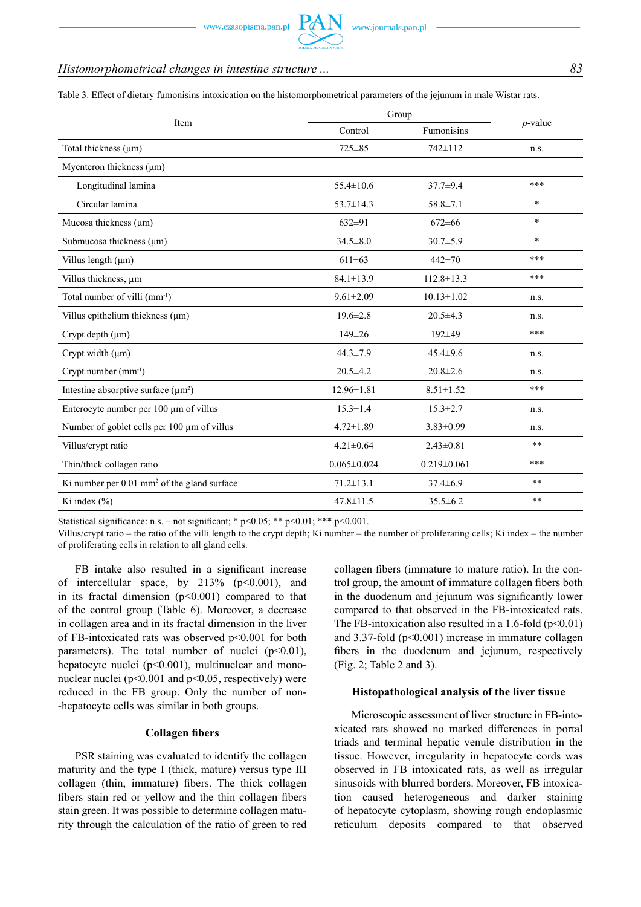Table 3. Effect of dietary fumonisins intoxication on the histomorphometrical parameters of the jejunum in male Wistar rats.

| Item | Group | | *p*-value |
|---|---|---|---|
| | Control | Fumonisins | |
| Total thickness (μm) | 725±85 | 742±112 | n.s. |
| Myenteron thickness (μm) | | | |
| Longitudinal lamina | 55.4±10.6 | 37.7±9.4 | *** |
| Circular lamina | 53.7±14.3 | 58.8±7.1 | * |
| Mucosa thickness (μm) | 632±91 | 672±66 | * |
| Submucosa thickness (μm) | 34.5±8.0 | 30.7±5.9 | * |
| Villus length (μm) | 611±63 | 442±70 | *** |
| Villus thickness, μm | 84.1±13.9 | 112.8±13.3 | *** |
| Total number of villi ($mm^{-1}$) | 9.61±2.09 | 10.13±1.02 | n.s. |
| Villus epithelium thickness (μm) | 19.6±2.8 | 20.5±4.3 | n.s. |
| Crypt depth (μm) | 149±26 | 192±49 | *** |
| Crypt width (μm) | 44.3±7.9 | 45.4±9.6 | n.s. |
| Crypt number ($mm^{-1}$) | 20.5±4.2 | 20.8±2.6 | n.s. |
| Intestine absorptive surface ($μm^2$) | 12.96±1.81 | 8.51±1.52 | *** |
| Enterocyte number per 100 μm of villus | 15.3±1.4 | 15.3±2.7 | n.s. |
| Number of goblet cells per 100 μm of villus | 4.72±1.89 | 3.83±0.99 | n.s. |
| Villus/crypt ratio | 4.21±0.64 | 2.43±0.81 | ** |
| Thin/thick collagen ratio | 0.065±0.024 | 0.219±0.061 | *** |
| Ki number per 0.01 $mm^2$ of the gland surface | 71.2±13.1 | 37.4±6.9 | ** |
| Ki index (%) | 47.8±11.5 | 35.5±6.2 | ** |

Statistical significance: n.s. – not significant; * p<0.05; ** p<0.01; *** p<0.001.
Villus/crypt ratio – the ratio of the villi length to the crypt depth; Ki number – the number of proliferating cells; Ki index – the number of proliferating cells in relation to all gland cells.

FB intake also resulted in a significant increase of intercellular space, by 213% (p<0.001), and in its fractal dimension (p<0.001) compared to that of the control group (Table 6). Moreover, a decrease in collagen area and in its fractal dimension in the liver of FB-intoxicated rats was observed p<0.001 for both parameters). The total number of nuclei (p<0.01), hepatocyte nuclei (p<0.001), multinuclear and mononuclear nuclei (p<0.001 and p<0.05, respectively) were reduced in the FB group. Only the number of non-hepatocyte cells was similar in both groups.

### Collagen fibers

PSR staining was evaluated to identify the collagen maturity and the type I (thick, mature) versus type III collagen (thin, immature) fibers. The thick collagen fibers stain red or yellow and the thin collagen fibers stain green. It was possible to determine collagen maturity through the calculation of the ratio of green to red collagen fibers (immature to mature ratio). In the control group, the amount of immature collagen fibers both in the duodenum and jejunum was significantly lower compared to that observed in the FB-intoxicated rats. The FB-intoxication also resulted in a 1.6-fold (p<0.01) and 3.37-fold (p<0.001) increase in immature collagen fibers in the duodenum and jejunum, respectively (Fig. 2; Table 2 and 3).

### Histopathological analysis of the liver tissue

Microscopic assessment of liver structure in FB-intoxicated rats showed no marked differences in portal triads and terminal hepatic venule distribution in the tissue. However, irregularity in hepatocyte cords was observed in FB intoxicated rats, as well as irregular sinusoids with blurred borders. Moreover, FB intoxication caused heterogeneous and darker staining of hepatocyte cytoplasm, showing rough endoplasmic reticulum deposits compared to that observed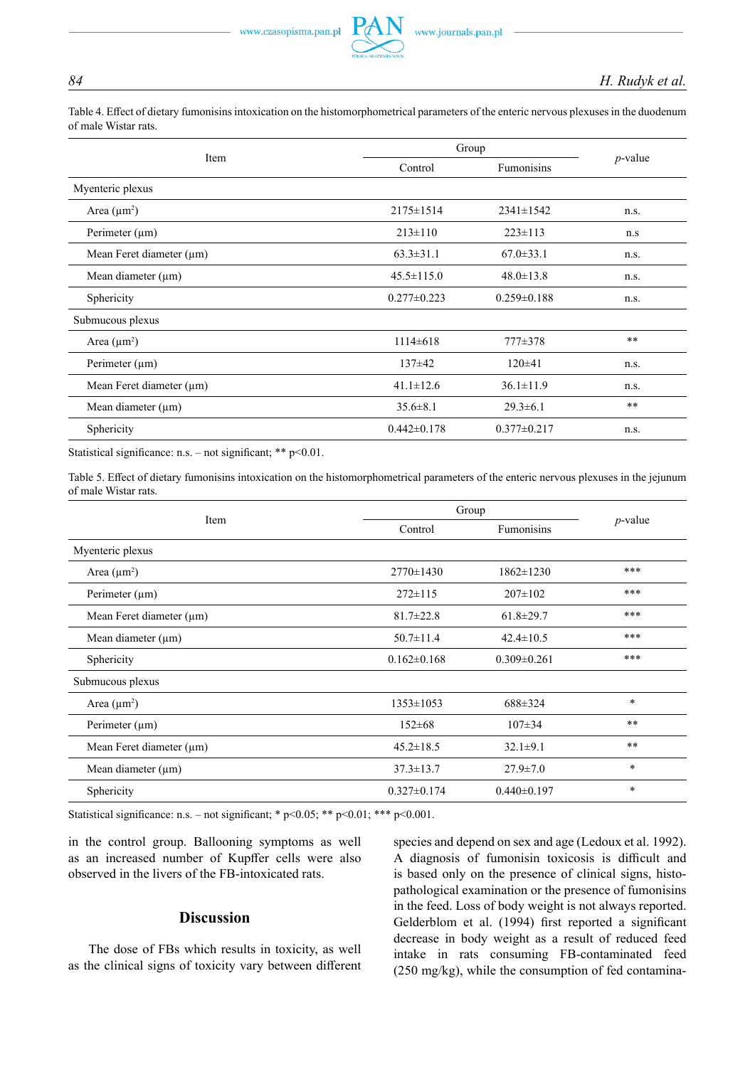Table 4. Effect of dietary fumonisins intoxication on the histomorphometrical parameters of the enteric nervous plexuses in the duodenum of male Wistar rats.

| Item | Group | | *p*-value |
|---|---|---|---|
| | Control | Fumonisins | |
| Myenteric plexus | | | |
| Area (µm²) | 2175±1514 | 2341±1542 | n.s. |
| Perimeter (µm) | 213±110 | 223±113 | n.s |
| Mean Feret diameter (µm) | 63.3±31.1 | 67.0±33.1 | n.s. |
| Mean diameter (µm) | 45.5±115.0 | 48.0±13.8 | n.s. |
| Sphericity | 0.277±0.223 | 0.259±0.188 | n.s. |
| Submucous plexus | | | |
| Area (µm²) | 1114±618 | 777±378 | ** |
| Perimeter (µm) | 137±42 | 120±41 | n.s. |
| Mean Feret diameter (µm) | 41.1±12.6 | 36.1±11.9 | n.s. |
| Mean diameter (µm) | 35.6±8.1 | 29.3±6.1 | ** |
| Sphericity | 0.442±0.178 | 0.377±0.217 | n.s. |

Statistical significance: n.s. – not significant; ** p<0.01.

Table 5. Effect of dietary fumonisins intoxication on the histomorphometrical parameters of the enteric nervous plexuses in the jejunum of male Wistar rats.

| Item | Group | | *p*-value |
|---|---|---|---|
| | Control | Fumonisins | |
| Myenteric plexus | | | |
| Area (µm²) | 2770±1430 | 1862±1230 | *** |
| Perimeter (µm) | 272±115 | 207±102 | *** |
| Mean Feret diameter (µm) | 81.7±22.8 | 61.8±29.7 | *** |
| Mean diameter (µm) | 50.7±11.4 | 42.4±10.5 | *** |
| Sphericity | 0.162±0.168 | 0.309±0.261 | *** |
| Submucous plexus | | | |
| Area (µm²) | 1353±1053 | 688±324 | * |
| Perimeter (µm) | 152±68 | 107±34 | ** |
| Mean Feret diameter (µm) | 45.2±18.5 | 32.1±9.1 | ** |
| Mean diameter (µm) | 37.3±13.7 | 27.9±7.0 | * |
| Sphericity | 0.327±0.174 | 0.440±0.197 | * |

Statistical significance: n.s. – not significant; * p<0.05; ** p<0.01; *** p<0.001.

in the control group. Ballooning symptoms as well as an increased number of Kupffer cells were also observed in the livers of the FB-intoxicated rats.

## Discussion

The dose of FBs which results in toxicity, as well as the clinical signs of toxicity vary between different species and depend on sex and age (Ledoux et al. 1992). A diagnosis of fumonisin toxicosis is difficult and is based only on the presence of clinical signs, histopathological examination or the presence of fumonisins in the feed. Loss of body weight is not always reported. Gelderblom et al. (1994) first reported a significant decrease in body weight as a result of reduced feed intake in rats consuming FB-contaminated feed (250 mg/kg), while the consumption of fed contamina-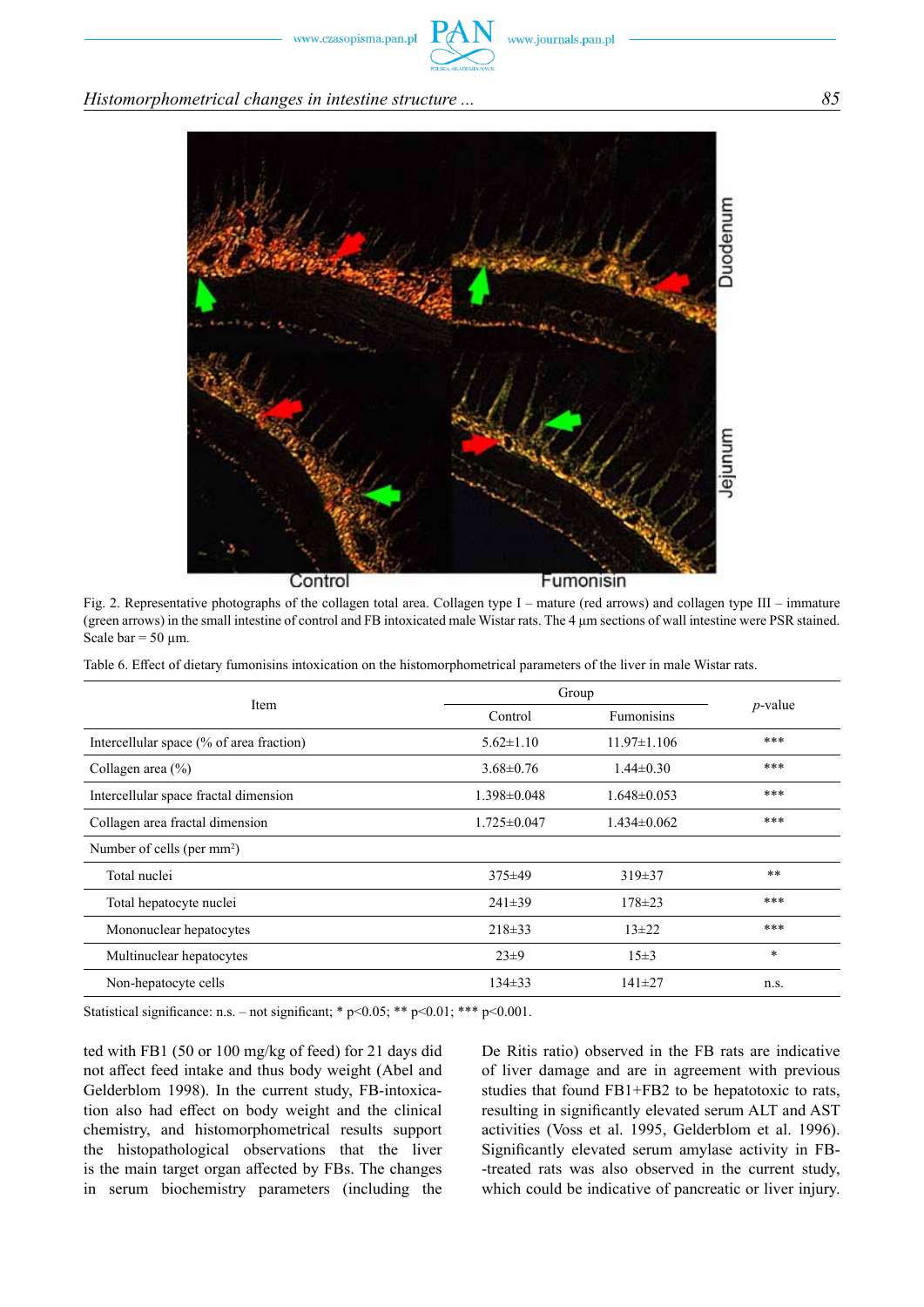Fig. 2. Representative photographs of the collagen total area. Collagen type I – mature (red arrows) and collagen type III – immature (green arrows) in the small intestine of control and FB intoxicated male Wistar rats. The 4 µm sections of wall intestine were PSR stained. Scale bar = 50 µm.

Table 6. Effect of dietary fumonisins intoxication on the histomorphometrical parameters of the liver in male Wistar rats.

| Item | Group | | *p*-value |
|---|---|---|---|
| | Control | Fumonisins | |
| Intercellular space (% of area fraction) | 5.62±1.10 | 11.97±1.106 | *** |
| Collagen area (%) | 3.68±0.76 | 1.44±0.30 | *** |
| Intercellular space fractal dimension | 1.398±0.048 | 1.648±0.053 | *** |
| Collagen area fractal dimension | 1.725±0.047 | 1.434±0.062 | *** |
| Number of cells (per mm$^2$) | | | |
| Total nuclei | 375±49 | 319±37 | ** |
| Total hepatocyte nuclei | 241±39 | 178±23 | *** |
| Mononuclear hepatocytes | 218±33 | 13±22 | *** |
| Multinuclear hepatocytes | 23±9 | 15±3 | * |
| Non-hepatocyte cells | 134±33 | 141±27 | n.s. |

Statistical significance: n.s. – not significant; * p<0.05; ** p<0.01; *** p<0.001.

ted with FB1 (50 or 100 mg/kg of feed) for 21 days did not affect feed intake and thus body weight (Abel and Gelderblom 1998). In the current study, FB-intoxication also had effect on body weight and the clinical chemistry, and histomorphometrical results support the histopathological observations that the liver is the main target organ affected by FBs. The changes in serum biochemistry parameters (including the De Ritis ratio) observed in the FB rats are indicative of liver damage and are in agreement with previous studies that found FB1+FB2 to be hepatotoxic to rats, resulting in significantly elevated serum ALT and AST activities (Voss et al. 1995, Gelderblom et al. 1996). Significantly elevated serum amylase activity in FB-treated rats was also observed in the current study, which could be indicative of pancreatic or liver injury.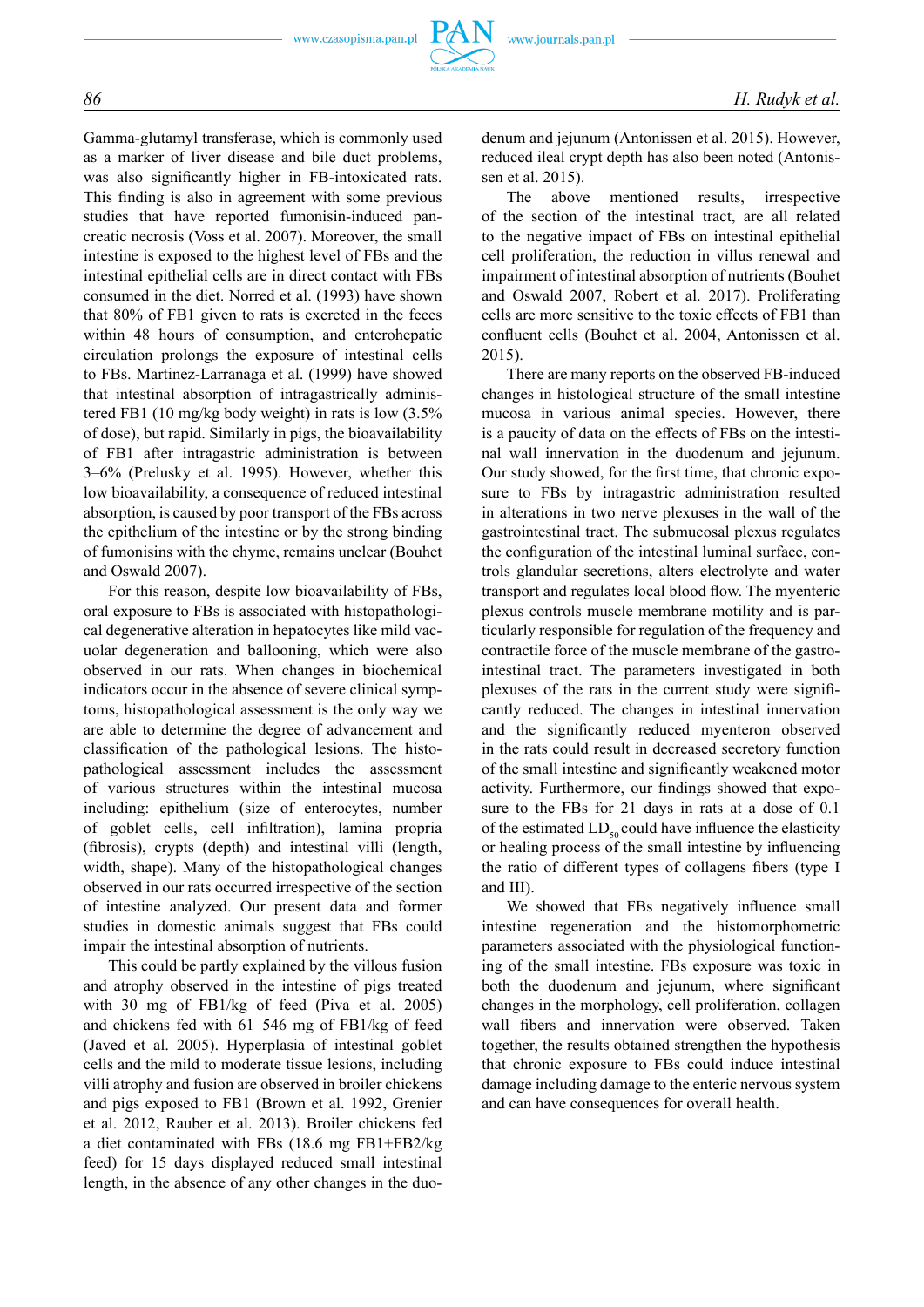Gamma-glutamyl transferase, which is commonly used as a marker of liver disease and bile duct problems, was also significantly higher in FB-intoxicated rats. This finding is also in agreement with some previous studies that have reported fumonisin-induced pancreatic necrosis (Voss et al. 2007). Moreover, the small intestine is exposed to the highest level of FBs and the intestinal epithelial cells are in direct contact with FBs consumed in the diet. Norred et al. (1993) have shown that 80% of FB1 given to rats is excreted in the feces within 48 hours of consumption, and enterohepatic circulation prolongs the exposure of intestinal cells to FBs. Martinez-Larranaga et al. (1999) have showed that intestinal absorption of intragastrically administered FB1 (10 mg/kg body weight) in rats is low (3.5% of dose), but rapid. Similarly in pigs, the bioavailability of FB1 after intragastric administration is between 3–6% (Prelusky et al. 1995). However, whether this low bioavailability, a consequence of reduced intestinal absorption, is caused by poor transport of the FBs across the epithelium of the intestine or by the strong binding of fumonisins with the chyme, remains unclear (Bouhet and Oswald 2007).

For this reason, despite low bioavailability of FBs, oral exposure to FBs is associated with histopathological degenerative alteration in hepatocytes like mild vacuolar degeneration and ballooning, which were also observed in our rats. When changes in biochemical indicators occur in the absence of severe clinical symptoms, histopathological assessment is the only way we are able to determine the degree of advancement and classification of the pathological lesions. The histopathological assessment includes the assessment of various structures within the intestinal mucosa including: epithelium (size of enterocytes, number of goblet cells, cell infiltration), lamina propria (fibrosis), crypts (depth) and intestinal villi (length, width, shape). Many of the histopathological changes observed in our rats occurred irrespective of the section of intestine analyzed. Our present data and former studies in domestic animals suggest that FBs could impair the intestinal absorption of nutrients.

This could be partly explained by the villous fusion and atrophy observed in the intestine of pigs treated with 30 mg of FB1/kg of feed (Piva et al. 2005) and chickens fed with 61–546 mg of FB1/kg of feed (Javed et al. 2005). Hyperplasia of intestinal goblet cells and the mild to moderate tissue lesions, including villi atrophy and fusion are observed in broiler chickens and pigs exposed to FB1 (Brown et al. 1992, Grenier et al. 2012, Rauber et al. 2013). Broiler chickens fed a diet contaminated with FBs (18.6 mg FB1+FB2/kg feed) for 15 days displayed reduced small intestinal length, in the absence of any other changes in the duodenum and jejunum (Antonissen et al. 2015). However, reduced ileal crypt depth has also been noted (Antonissen et al. 2015).

The above mentioned results, irrespective of the section of the intestinal tract, are all related to the negative impact of FBs on intestinal epithelial cell proliferation, the reduction in villus renewal and impairment of intestinal absorption of nutrients (Bouhet and Oswald 2007, Robert et al. 2017). Proliferating cells are more sensitive to the toxic effects of FB1 than confluent cells (Bouhet et al. 2004, Antonissen et al. 2015).

There are many reports on the observed FB-induced changes in histological structure of the small intestine mucosa in various animal species. However, there is a paucity of data on the effects of FBs on the intestinal wall innervation in the duodenum and jejunum. Our study showed, for the first time, that chronic exposure to FBs by intragastric administration resulted in alterations in two nerve plexuses in the wall of the gastrointestinal tract. The submucosal plexus regulates the configuration of the intestinal luminal surface, controls glandular secretions, alters electrolyte and water transport and regulates local blood flow. The myenteric plexus controls muscle membrane motility and is particularly responsible for regulation of the frequency and contractile force of the muscle membrane of the gastrointestinal tract. The parameters investigated in both plexuses of the rats in the current study were significantly reduced. The changes in intestinal innervation and the significantly reduced myenteron observed in the rats could result in decreased secretory function of the small intestine and significantly weakened motor activity. Furthermore, our findings showed that exposure to the FBs for 21 days in rats at a dose of 0.1 of the estimated $LD_{50}$ could have influence the elasticity or healing process of the small intestine by influencing the ratio of different types of collagens fibers (type I and III).

We showed that FBs negatively influence small intestine regeneration and the histomorphometric parameters associated with the physiological functioning of the small intestine. FBs exposure was toxic in both the duodenum and jejunum, where significant changes in the morphology, cell proliferation, collagen wall fibers and innervation were observed. Taken together, the results obtained strengthen the hypothesis that chronic exposure to FBs could induce intestinal damage including damage to the enteric nervous system and can have consequences for overall health.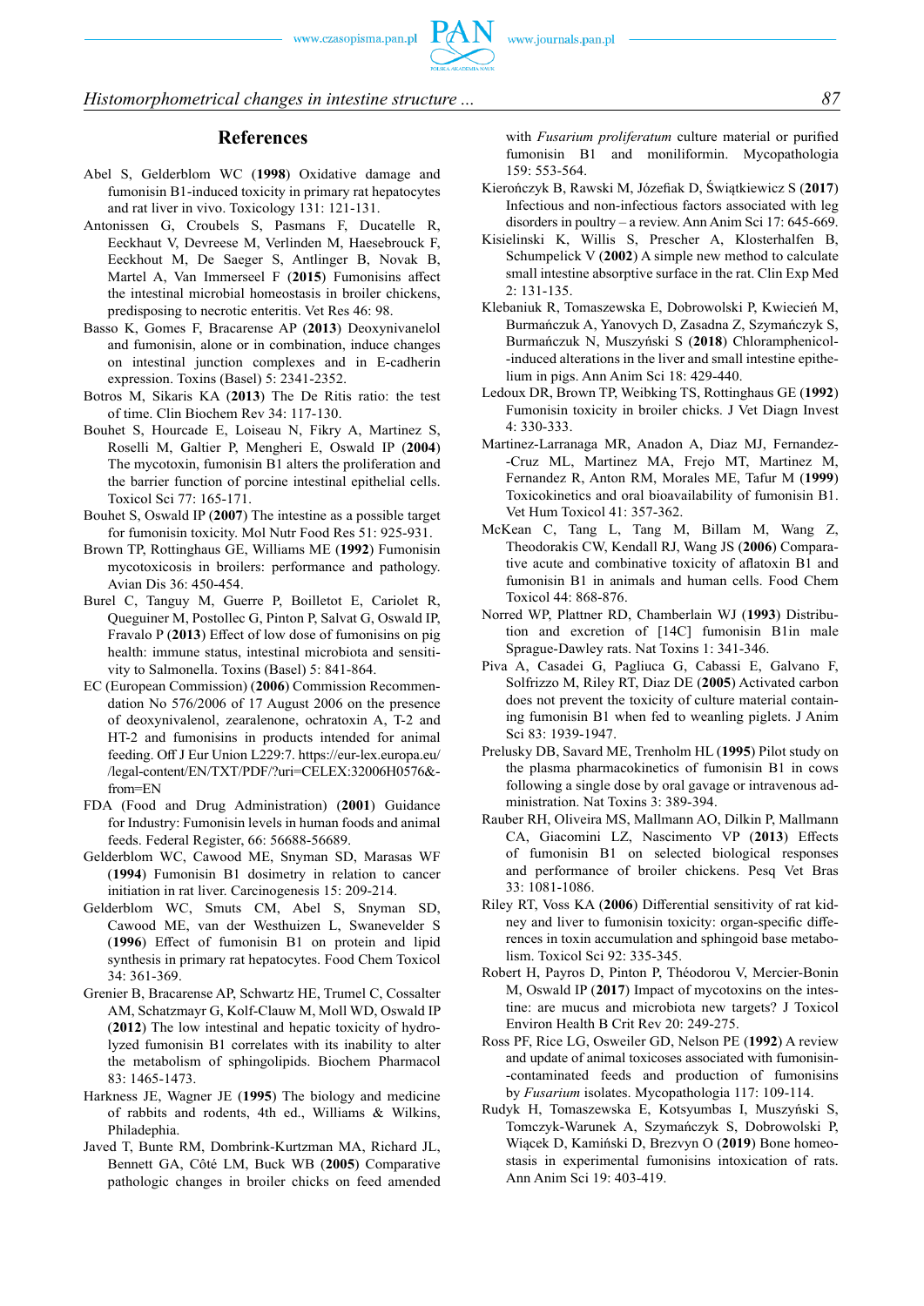## References

Abel S, Gelderblom WC (**1998**) Oxidative damage and fumonisin B1-induced toxicity in primary rat hepatocytes and rat liver in vivo. Toxicology 131: 121-131.

Antonissen G, Croubels S, Pasmans F, Ducatelle R, Eeckhaut V, Devreese M, Verlinden M, Haesebrouck F, Eeckhout M, De Saeger S, Antlinger B, Novak B, Martel A, Van Immerseel F (**2015**) Fumonisins affect the intestinal microbial homeostasis in broiler chickens, predisposing to necrotic enteritis. Vet Res 46: 98.

Basso K, Gomes F, Bracarense AP (**2013**) Deoxynivanelol and fumonisin, alone or in combination, induce changes on intestinal junction complexes and in E-cadherin expression. Toxins (Basel) 5: 2341-2352.

Botros M, Sikaris KA (**2013**) The De Ritis ratio: the test of time. Clin Biochem Rev 34: 117-130.

Bouhet S, Hourcade E, Loiseau N, Fikry A, Martinez S, Roselli M, Galtier P, Mengheri E, Oswald IP (**2004**) The mycotoxin, fumonisin B1 alters the proliferation and the barrier function of porcine intestinal epithelial cells. Toxicol Sci 77: 165-171.

Bouhet S, Oswald IP (**2007**) The intestine as a possible target for fumonisin toxicity. Mol Nutr Food Res 51: 925-931.

Brown TP, Rottinghaus GE, Williams ME (**1992**) Fumonisin mycotoxicosis in broilers: performance and pathology. Avian Dis 36: 450-454.

Burel C, Tanguy M, Guerre P, Boilletot E, Cariolet R, Queguiner M, Postollec G, Pinton P, Salvat G, Oswald IP, Fravalo P (**2013**) Effect of low dose of fumonisins on pig health: immune status, intestinal microbiota and sensitivity to Salmonella. Toxins (Basel) 5: 841-864.

EC (European Commission) (**2006**) Commission Recommendation No 576/2006 of 17 August 2006 on the presence of deoxynivalenol, zearalenone, ochratoxin A, T-2 and HT-2 and fumonisins in products intended for animal feeding. Off J Eur Union L229:7. https://eur-lex.europa.eu/legal-content/EN/TXT/PDF/?uri=CELEX:32006H0576&from=EN

FDA (Food and Drug Administration) (**2001**) Guidance for Industry: Fumonisin levels in human foods and animal feeds. Federal Register, 66: 56688-56689.

Gelderblom WC, Cawood ME, Snyman SD, Marasas WF (**1994**) Fumonisin B1 dosimetry in relation to cancer initiation in rat liver. Carcinogenesis 15: 209-214.

Gelderblom WC, Smuts CM, Abel S, Snyman SD, Cawood ME, van der Westhuizen L, Swanevelder S (**1996**) Effect of fumonisin B1 on protein and lipid synthesis in primary rat hepatocytes. Food Chem Toxicol 34: 361-369.

Grenier B, Bracarense AP, Schwartz HE, Trumel C, Cossalter AM, Schatzmayr G, Kolf-Clauw M, Moll WD, Oswald IP (**2012**) The low intestinal and hepatic toxicity of hydrolyzed fumonisin B1 correlates with its inability to alter the metabolism of sphingolipids. Biochem Pharmacol 83: 1465-1473.

Harkness JE, Wagner JE (**1995**) The biology and medicine of rabbits and rodents, 4th ed., Williams & Wilkins, Philadephia.

Javed T, Bunte RM, Dombrink-Kurtzman MA, Richard JL, Bennett GA, Côté LM, Buck WB (**2005**) Comparative pathologic changes in broiler chicks on feed amended with *Fusarium proliferatum* culture material or purified fumonisin B1 and moniliformin. Mycopathologia 159: 553-564.

Kierończyk B, Rawski M, Józefiak D, Świątkiewicz S (**2017**) Infectious and non-infectious factors associated with leg disorders in poultry – a review. Ann Anim Sci 17: 645-669.

Kisielinski K, Willis S, Prescher A, Klosterhalfen B, Schumpelick V (**2002**) A simple new method to calculate small intestine absorptive surface in the rat. Clin Exp Med 2: 131-135.

Klebaniuk R, Tomaszewska E, Dobrowolski P, Kwiecień M, Burmańczuk A, Yanovych D, Zasadna Z, Szymańczyk S, Burmańczuk N, Muszyński S (**2018**) Chloramphenicol-induced alterations in the liver and small intestine epithelium in pigs. Ann Anim Sci 18: 429-440.

Ledoux DR, Brown TP, Weibking TS, Rottinghaus GE (**1992**) Fumonisin toxicity in broiler chicks. J Vet Diagn Invest 4: 330-333.

Martinez-Larranaga MR, Anadon A, Diaz MJ, Fernandez-Cruz ML, Martinez MA, Frejo MT, Martinez M, Fernandez R, Anton RM, Morales ME, Tafur M (**1999**) Toxicokinetics and oral bioavailability of fumonisin B1. Vet Hum Toxicol 41: 357-362.

McKean C, Tang L, Tang M, Billam M, Wang Z, Theodorakis CW, Kendall RJ, Wang JS (**2006**) Comparative acute and combinative toxicity of aflatoxin B1 and fumonisin B1 in animals and human cells. Food Chem Toxicol 44: 868-876.

Norred WP, Plattner RD, Chamberlain WJ (**1993**) Distribution and excretion of [14C] fumonisin B1in male Sprague-Dawley rats. Nat Toxins 1: 341-346.

Piva A, Casadei G, Pagliuca G, Cabassi E, Galvano F, Solfrizzo M, Riley RT, Diaz DE (**2005**) Activated carbon does not prevent the toxicity of culture material containing fumonisin B1 when fed to weanling piglets. J Anim Sci 83: 1939-1947.

Prelusky DB, Savard ME, Trenholm HL (**1995**) Pilot study on the plasma pharmacokinetics of fumonisin B1 in cows following a single dose by oral gavage or intravenous administration. Nat Toxins 3: 389-394.

Rauber RH, Oliveira MS, Mallmann AO, Dilkin P, Mallmann CA, Giacomini LZ, Nascimento VP (**2013**) Effects of fumonisin B1 on selected biological responses and performance of broiler chickens. Pesq Vet Bras 33: 1081-1086.

Riley RT, Voss KA (**2006**) Differential sensitivity of rat kidney and liver to fumonisin toxicity: organ-specific differences in toxin accumulation and sphingoid base metabolism. Toxicol Sci 92: 335-345.

Robert H, Payros D, Pinton P, Théodorou V, Mercier-Bonin M, Oswald IP (**2017**) Impact of mycotoxins on the intestine: are mucus and microbiota new targets? J Toxicol Environ Health B Crit Rev 20: 249-275.

Ross PF, Rice LG, Osweiler GD, Nelson PE (**1992**) A review and update of animal toxicoses associated with fumonisin-contaminated feeds and production of fumonisins by *Fusarium* isolates. Mycopathologia 117: 109-114.

Rudyk H, Tomaszewska E, Kotsyumbas I, Muszyński S, Tomczyk-Warunek A, Szymańczyk S, Dobrowolski P, Wiącek D, Kamiński D, Brezvyn O (**2019**) Bone homeostasis in experimental fumonisins intoxication of rats. Ann Anim Sci 19: 403-419.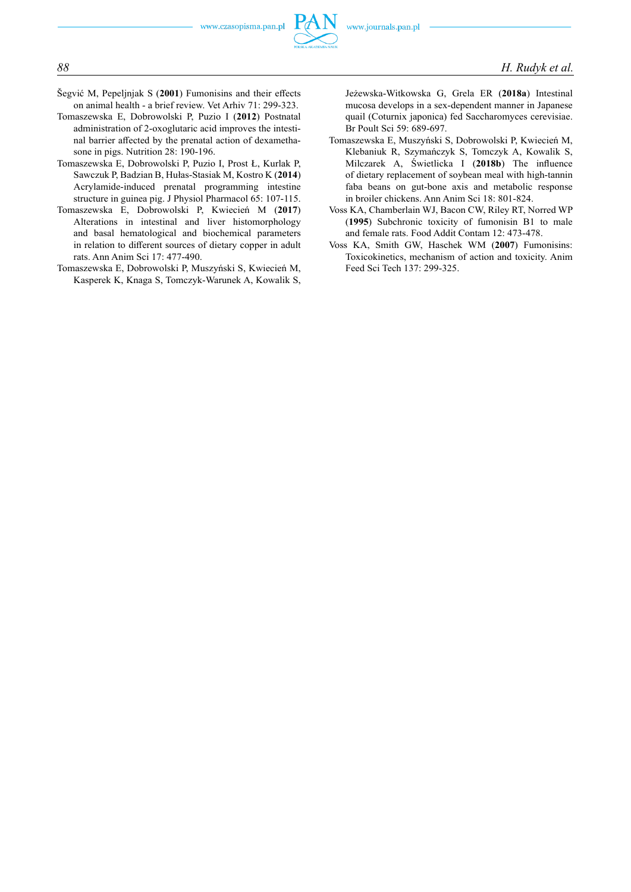Šegvić M, Pepeljnjak S (**2001**) Fumonisins and their effects on animal health - a brief review. Vet Arhiv 71: 299-323.

Tomaszewska E, Dobrowolski P, Puzio I (**2012**) Postnatal administration of 2-oxoglutaric acid improves the intestinal barrier affected by the prenatal action of dexamethasone in pigs. Nutrition 28: 190-196.

Tomaszewska E, Dobrowolski P, Puzio I, Prost Ł, Kurlak P, Sawczuk P, Badzian B, Hułas-Stasiak M, Kostro K (**2014**) Acrylamide-induced prenatal programming intestine structure in guinea pig. J Physiol Pharmacol 65: 107-115.

Tomaszewska E, Dobrowolski P, Kwiecień M (**2017**) Alterations in intestinal and liver histomorphology and basal hematological and biochemical parameters in relation to different sources of dietary copper in adult rats. Ann Anim Sci 17: 477-490.

Tomaszewska E, Dobrowolski P, Muszyński S, Kwiecień M, Kasperek K, Knaga S, Tomczyk-Warunek A, Kowalik S, Jeżewska-Witkowska G, Grela ER (**2018a**) Intestinal mucosa develops in a sex-dependent manner in Japanese quail (Coturnix japonica) fed Saccharomyces cerevisiae. Br Poult Sci 59: 689-697.

Tomaszewska E, Muszyński S, Dobrowolski P, Kwiecień M, Klebaniuk R, Szymańczyk S, Tomczyk A, Kowalik S, Milczarek A, Świetlicka I (**2018b**) The influence of dietary replacement of soybean meal with high-tannin faba beans on gut-bone axis and metabolic response in broiler chickens. Ann Anim Sci 18: 801-824.

Voss KA, Chamberlain WJ, Bacon CW, Riley RT, Norred WP (**1995**) Subchronic toxicity of fumonisin B1 to male and female rats. Food Addit Contam 12: 473-478.

Voss KA, Smith GW, Haschek WM (**2007**) Fumonisins: Toxicokinetics, mechanism of action and toxicity. Anim Feed Sci Tech 137: 299-325.